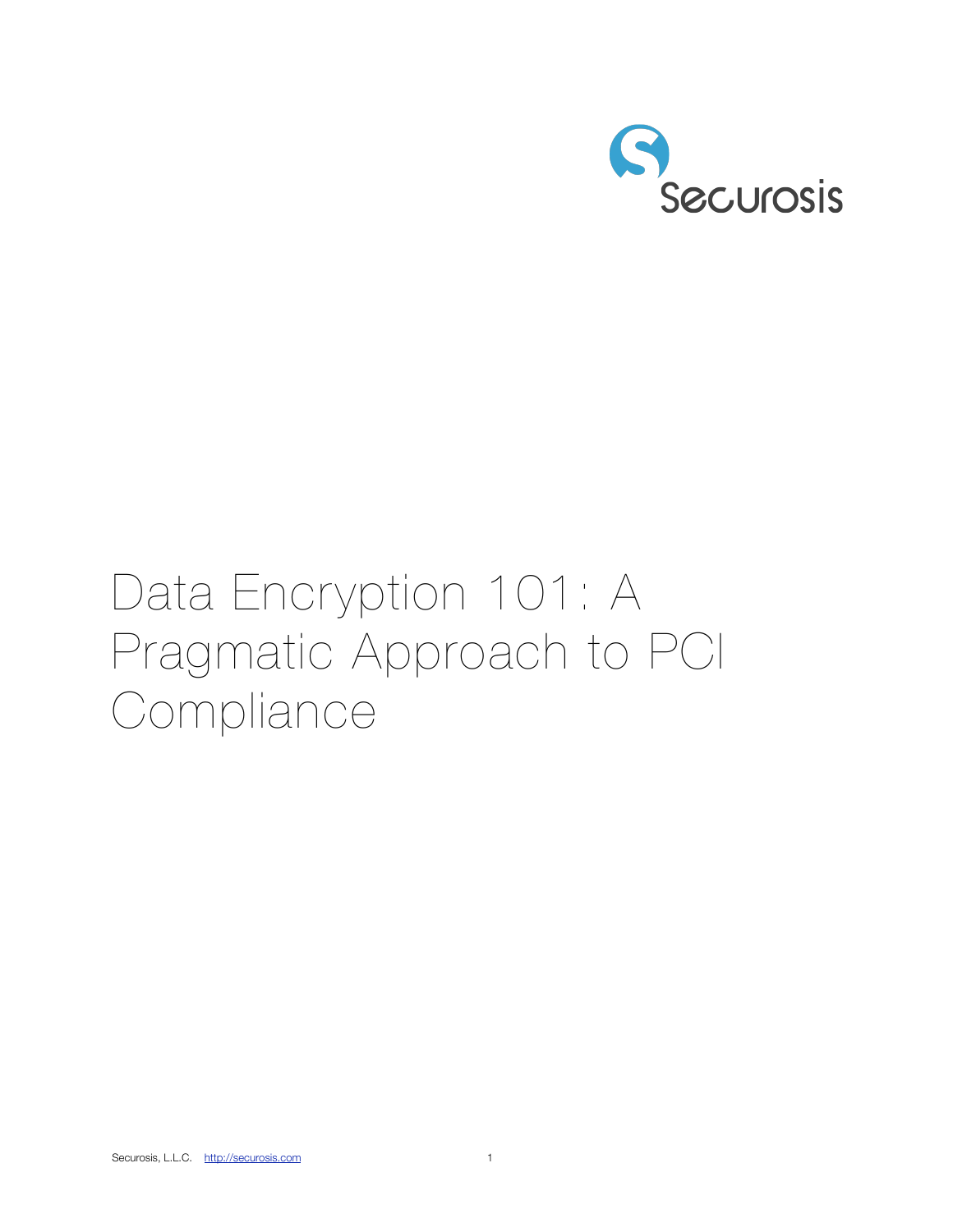Securosis

# Data Encryption 101: A Pragmatic Approach to PCI Compliance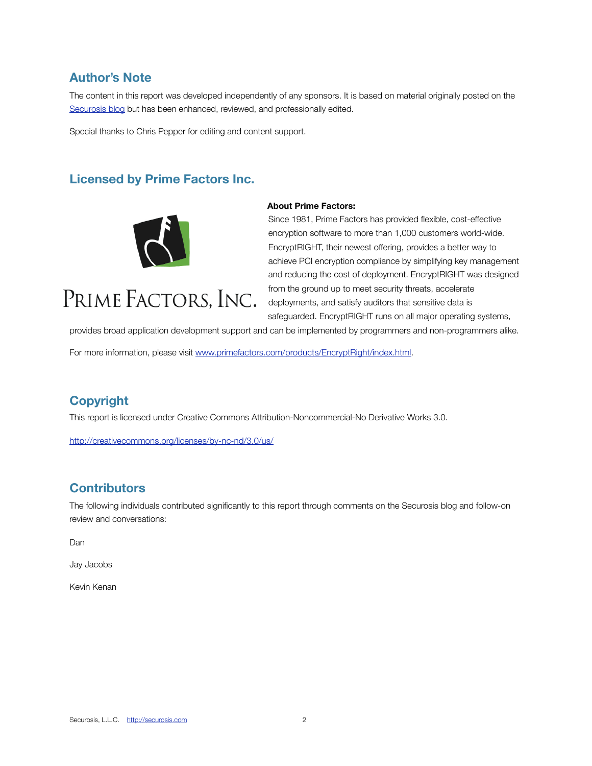## Author's Note

The content in this report was developed independently of any sponsors. It is based on material originally posted on the Securosis blog but has been enhanced, reviewed, and professionally edited.

Special thanks to Chris Pepper for editing and content support.

## Licensed by Prime Factors Inc.

PRIME FACTORS, INC.

**About Prime Factors:**

Since 1981, Prime Factors has provided flexible, cost-effective encryption software to more than 1,000 customers world-wide. EncryptRIGHT, their newest offering, provides a better way to achieve PCI encryption compliance by simplifying key management and reducing the cost of deployment. EncryptRIGHT was designed from the ground up to meet security threats, accelerate deployments, and satisfy auditors that sensitive data is safeguarded. EncryptRIGHT runs on all major operating systems, provides broad application development support and can be implemented by programmers and non-programmers alike.

For more information, please visit www.primefactors.com/products/EncryptRight/index.html.

## Copyright

This report is licensed under Creative Commons Attribution-Noncommercial-No Derivative Works 3.0.

http://creativecommons.org/licenses/by-nc-nd/3.0/us/

## Contributors

The following individuals contributed significantly to this report through comments on the Securosis blog and follow-on review and conversations:

Dan

Jay Jacobs

Kevin Kenan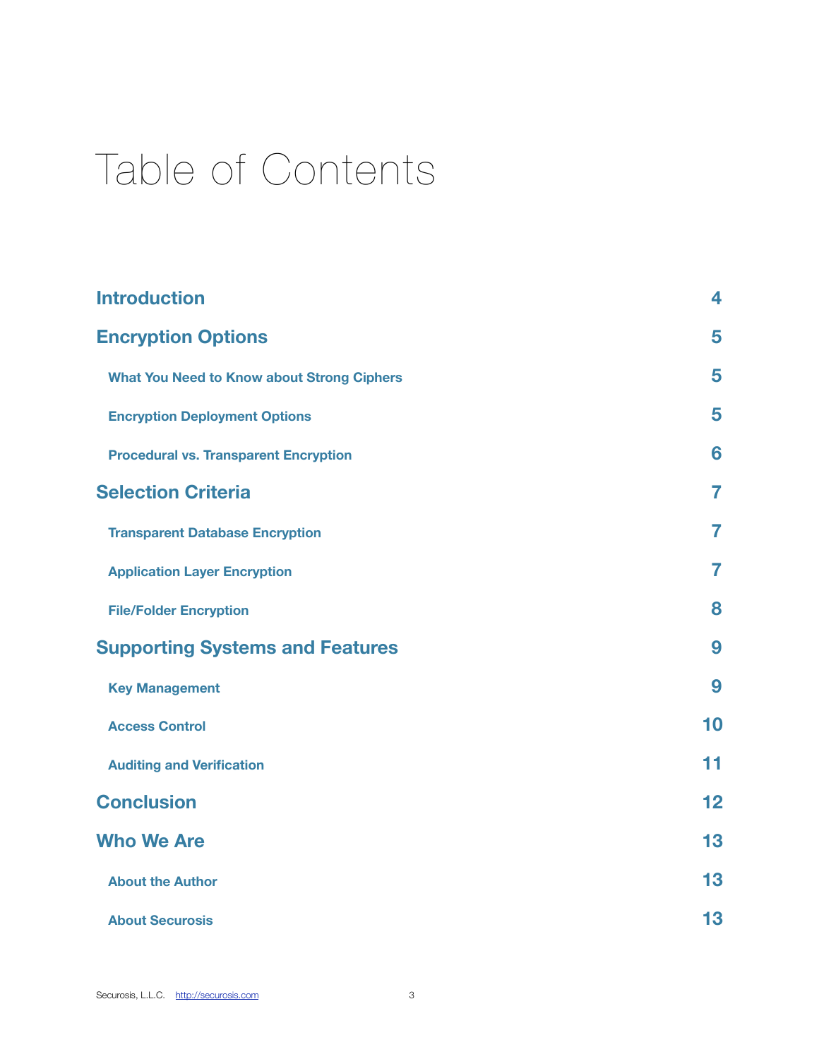# Table of Contents

| | |
|---|---|
| **Introduction** | **4** |
| **Encryption Options** | **5** |
| What You Need to Know about Strong Ciphers | 5 |
| Encryption Deployment Options | 5 |
| Procedural vs. Transparent Encryption | 6 |
| **Selection Criteria** | **7** |
| Transparent Database Encryption | 7 |
| Application Layer Encryption | 7 |
| File/Folder Encryption | 8 |
| **Supporting Systems and Features** | **9** |
| Key Management | 9 |
| Access Control | 10 |
| Auditing and Verification | 11 |
| **Conclusion** | **12** |
| **Who We Are** | **13** |
| About the Author | 13 |
| About Securosis | 13 |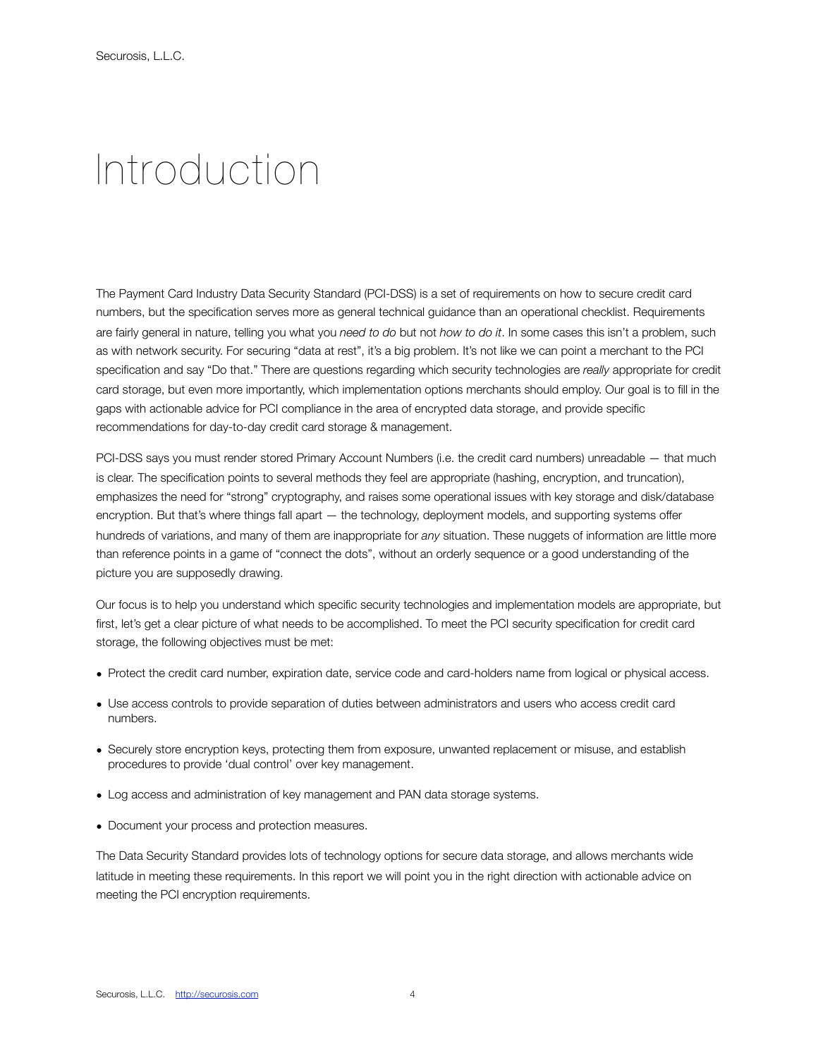# Introduction

The Payment Card Industry Data Security Standard (PCI-DSS) is a set of requirements on how to secure credit card numbers, but the specification serves more as general technical guidance than an operational checklist. Requirements are fairly general in nature, telling you what you *need to do* but not *how to do it*. In some cases this isn't a problem, such as with network security. For securing "data at rest", it's a big problem. It's not like we can point a merchant to the PCI specification and say "Do that." There are questions regarding which security technologies are *really* appropriate for credit card storage, but even more importantly, which implementation options merchants should employ. Our goal is to fill in the gaps with actionable advice for PCI compliance in the area of encrypted data storage, and provide specific recommendations for day-to-day credit card storage & management.

PCI-DSS says you must render stored Primary Account Numbers (i.e. the credit card numbers) unreadable — that much is clear. The specification points to several methods they feel are appropriate (hashing, encryption, and truncation), emphasizes the need for "strong" cryptography, and raises some operational issues with key storage and disk/database encryption. But that's where things fall apart — the technology, deployment models, and supporting systems offer hundreds of variations, and many of them are inappropriate for *any* situation. These nuggets of information are little more than reference points in a game of "connect the dots", without an orderly sequence or a good understanding of the picture you are supposedly drawing.

Our focus is to help you understand which specific security technologies and implementation models are appropriate, but first, let's get a clear picture of what needs to be accomplished. To meet the PCI security specification for credit card storage, the following objectives must be met:

- Protect the credit card number, expiration date, service code and card-holders name from logical or physical access.
- Use access controls to provide separation of duties between administrators and users who access credit card numbers.
- Securely store encryption keys, protecting them from exposure, unwanted replacement or misuse, and establish procedures to provide 'dual control' over key management.
- Log access and administration of key management and PAN data storage systems.
- Document your process and protection measures.

The Data Security Standard provides lots of technology options for secure data storage, and allows merchants wide latitude in meeting these requirements. In this report we will point you in the right direction with actionable advice on meeting the PCI encryption requirements.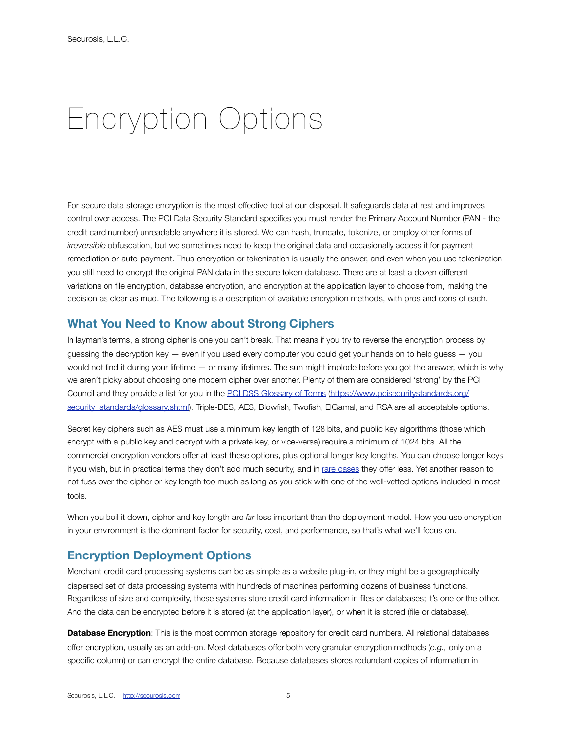# Encryption Options

For secure data storage encryption is the most effective tool at our disposal. It safeguards data at rest and improves control over access. The PCI Data Security Standard specifies you must render the Primary Account Number (PAN - the credit card number) unreadable anywhere it is stored. We can hash, truncate, tokenize, or employ other forms of *irreversible* obfuscation, but we sometimes need to keep the original data and occasionally access it for payment remediation or auto-payment. Thus encryption or tokenization is usually the answer, and even when you use tokenization you still need to encrypt the original PAN data in the secure token database. There are at least a dozen different variations on file encryption, database encryption, and encryption at the application layer to choose from, making the decision as clear as mud. The following is a description of available encryption methods, with pros and cons of each.

## What You Need to Know about Strong Ciphers

In layman's terms, a strong cipher is one you can't break. That means if you try to reverse the encryption process by guessing the decryption key — even if you used every computer you could get your hands on to help guess — you would not find it during your lifetime — or many lifetimes. The sun might implode before you got the answer, which is why we aren't picky about choosing one modern cipher over another. Plenty of them are considered 'strong' by the PCI Council and they provide a list for you in the [PCI DSS Glossary of Terms](https://www.pcisecuritystandards.org/security_standards/glossary.shtml) (https://www.pcisecuritystandards.org/security_standards/glossary.shtml). Triple-DES, AES, Blowfish, Twofish, ElGamal, and RSA are all acceptable options.

Secret key ciphers such as AES must use a minimum key length of 128 bits, and public key algorithms (those which encrypt with a public key and decrypt with a private key, or vice-versa) require a minimum of 1024 bits. All the commercial encryption vendors offer at least these options, plus optional longer key lengths. You can choose longer keys if you wish, but in practical terms they don't add much security, and in rare cases they offer less. Yet another reason to not fuss over the cipher or key length too much as long as you stick with one of the well-vetted options included in most tools.

When you boil it down, cipher and key length are *far* less important than the deployment model. How you use encryption in your environment is the dominant factor for security, cost, and performance, so that's what we'll focus on.

## Encryption Deployment Options

Merchant credit card processing systems can be as simple as a website plug-in, or they might be a geographically dispersed set of data processing systems with hundreds of machines performing dozens of business functions. Regardless of size and complexity, these systems store credit card information in files or databases; it's one or the other. And the data can be encrypted before it is stored (at the application layer), or when it is stored (file or database).

**Database Encryption**: This is the most common storage repository for credit card numbers. All relational databases offer encryption, usually as an add-on. Most databases offer both very granular encryption methods (*e.g.,* only on a specific column) or can encrypt the entire database. Because databases stores redundant copies of information in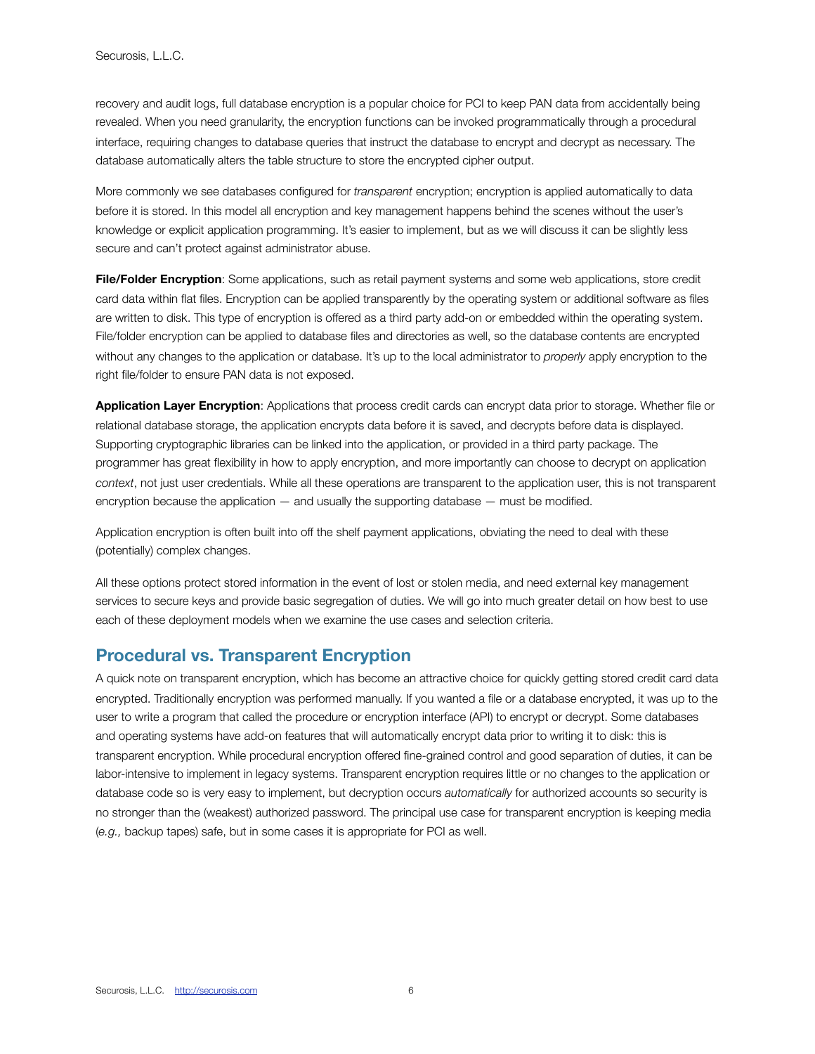recovery and audit logs, full database encryption is a popular choice for PCI to keep PAN data from accidentally being revealed. When you need granularity, the encryption functions can be invoked programmatically through a procedural interface, requiring changes to database queries that instruct the database to encrypt and decrypt as necessary. The database automatically alters the table structure to store the encrypted cipher output.

More commonly we see databases configured for *transparent* encryption; encryption is applied automatically to data before it is stored. In this model all encryption and key management happens behind the scenes without the user's knowledge or explicit application programming. It's easier to implement, but as we will discuss it can be slightly less secure and can't protect against administrator abuse.

**File/Folder Encryption**: Some applications, such as retail payment systems and some web applications, store credit card data within flat files. Encryption can be applied transparently by the operating system or additional software as files are written to disk. This type of encryption is offered as a third party add-on or embedded within the operating system. File/folder encryption can be applied to database files and directories as well, so the database contents are encrypted without any changes to the application or database. It's up to the local administrator to *properly* apply encryption to the right file/folder to ensure PAN data is not exposed.

**Application Layer Encryption**: Applications that process credit cards can encrypt data prior to storage. Whether file or relational database storage, the application encrypts data before it is saved, and decrypts before data is displayed. Supporting cryptographic libraries can be linked into the application, or provided in a third party package. The programmer has great flexibility in how to apply encryption, and more importantly can choose to decrypt on application *context*, not just user credentials. While all these operations are transparent to the application user, this is not transparent encryption because the application — and usually the supporting database — must be modified.

Application encryption is often built into off the shelf payment applications, obviating the need to deal with these (potentially) complex changes.

All these options protect stored information in the event of lost or stolen media, and need external key management services to secure keys and provide basic segregation of duties. We will go into much greater detail on how best to use each of these deployment models when we examine the use cases and selection criteria.

## Procedural vs. Transparent Encryption

A quick note on transparent encryption, which has become an attractive choice for quickly getting stored credit card data encrypted. Traditionally encryption was performed manually. If you wanted a file or a database encrypted, it was up to the user to write a program that called the procedure or encryption interface (API) to encrypt or decrypt. Some databases and operating systems have add-on features that will automatically encrypt data prior to writing it to disk: this is transparent encryption. While procedural encryption offered fine-grained control and good separation of duties, it can be labor-intensive to implement in legacy systems. Transparent encryption requires little or no changes to the application or database code so is very easy to implement, but decryption occurs *automatically* for authorized accounts so security is no stronger than the (weakest) authorized password. The principal use case for transparent encryption is keeping media (*e.g.,* backup tapes) safe, but in some cases it is appropriate for PCI as well.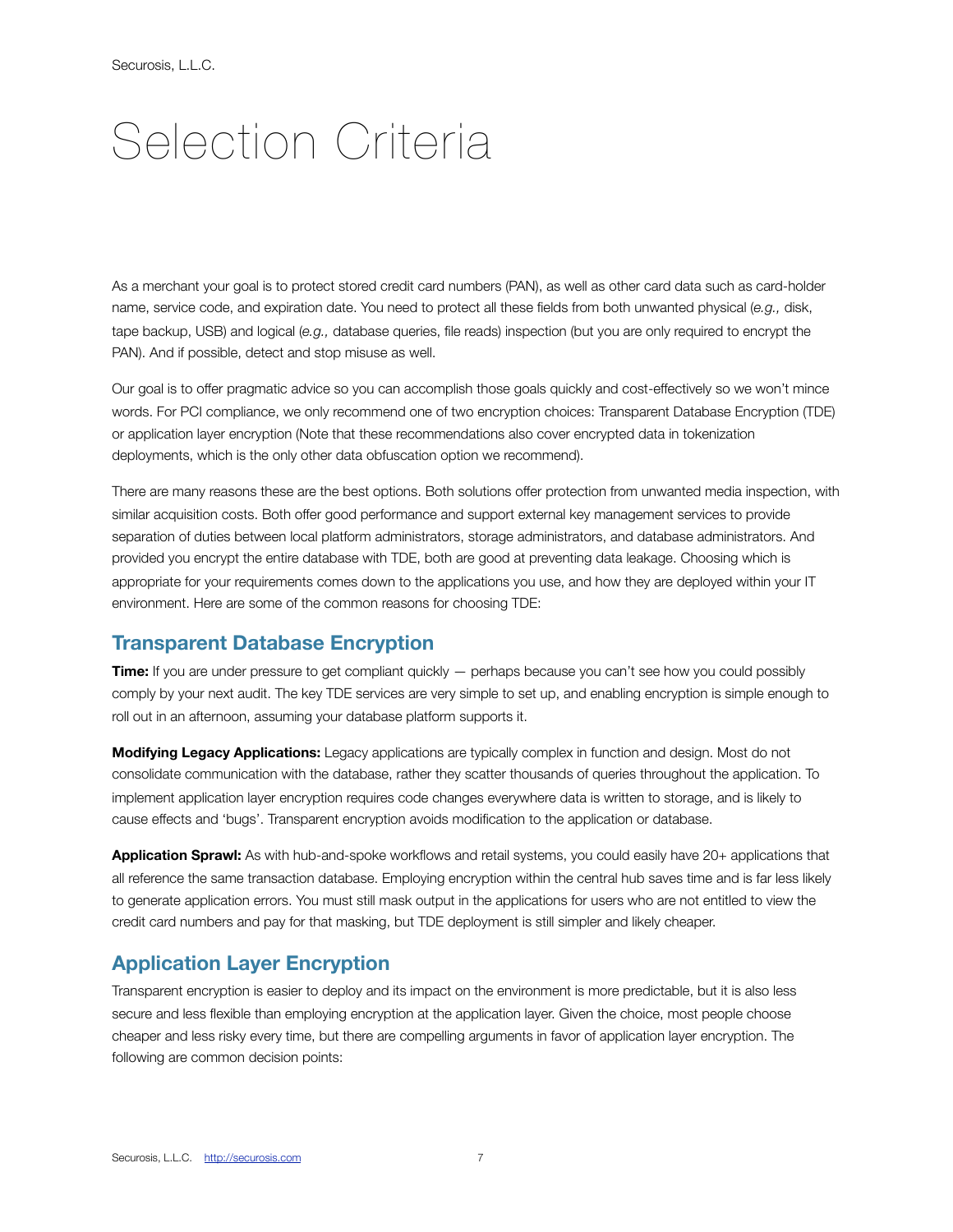# Selection Criteria

As a merchant your goal is to protect stored credit card numbers (PAN), as well as other card data such as card-holder name, service code, and expiration date. You need to protect all these fields from both unwanted physical (*e.g.,* disk, tape backup, USB) and logical (*e.g.,* database queries, file reads) inspection (but you are only required to encrypt the PAN). And if possible, detect and stop misuse as well.

Our goal is to offer pragmatic advice so you can accomplish those goals quickly and cost-effectively so we won't mince words. For PCI compliance, we only recommend one of two encryption choices: Transparent Database Encryption (TDE) or application layer encryption (Note that these recommendations also cover encrypted data in tokenization deployments, which is the only other data obfuscation option we recommend).

There are many reasons these are the best options. Both solutions offer protection from unwanted media inspection, with similar acquisition costs. Both offer good performance and support external key management services to provide separation of duties between local platform administrators, storage administrators, and database administrators. And provided you encrypt the entire database with TDE, both are good at preventing data leakage. Choosing which is appropriate for your requirements comes down to the applications you use, and how they are deployed within your IT environment. Here are some of the common reasons for choosing TDE:

## Transparent Database Encryption

**Time:** If you are under pressure to get compliant quickly — perhaps because you can't see how you could possibly comply by your next audit. The key TDE services are very simple to set up, and enabling encryption is simple enough to roll out in an afternoon, assuming your database platform supports it.

**Modifying Legacy Applications:** Legacy applications are typically complex in function and design. Most do not consolidate communication with the database, rather they scatter thousands of queries throughout the application. To implement application layer encryption requires code changes everywhere data is written to storage, and is likely to cause effects and 'bugs'. Transparent encryption avoids modification to the application or database.

**Application Sprawl:** As with hub-and-spoke workflows and retail systems, you could easily have 20+ applications that all reference the same transaction database. Employing encryption within the central hub saves time and is far less likely to generate application errors. You must still mask output in the applications for users who are not entitled to view the credit card numbers and pay for that masking, but TDE deployment is still simpler and likely cheaper.

## Application Layer Encryption

Transparent encryption is easier to deploy and its impact on the environment is more predictable, but it is also less secure and less flexible than employing encryption at the application layer. Given the choice, most people choose cheaper and less risky every time, but there are compelling arguments in favor of application layer encryption. The following are common decision points: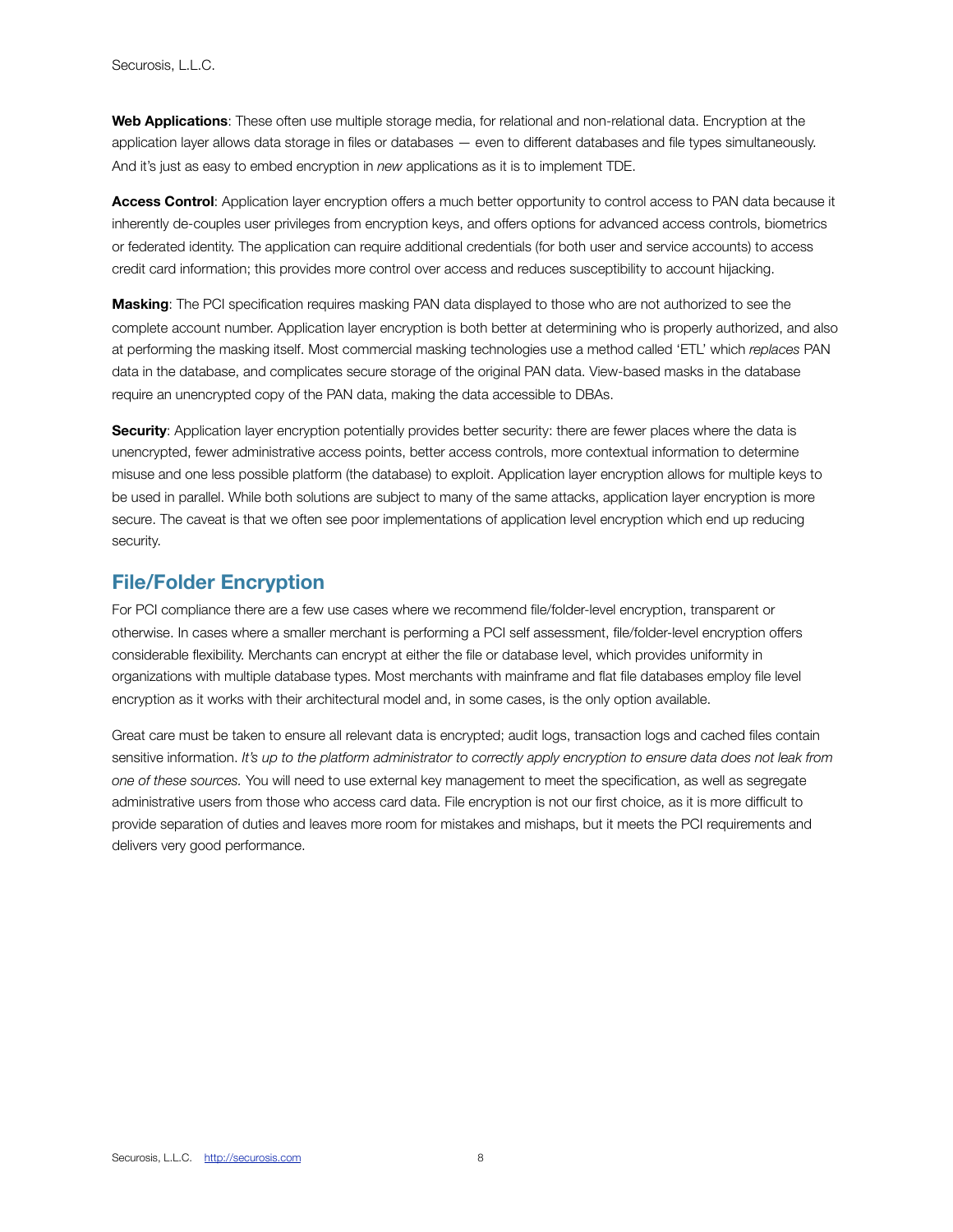**Web Applications**: These often use multiple storage media, for relational and non-relational data. Encryption at the application layer allows data storage in files or databases — even to different databases and file types simultaneously. And it's just as easy to embed encryption in *new* applications as it is to implement TDE.

**Access Control**: Application layer encryption offers a much better opportunity to control access to PAN data because it inherently de-couples user privileges from encryption keys, and offers options for advanced access controls, biometrics or federated identity. The application can require additional credentials (for both user and service accounts) to access credit card information; this provides more control over access and reduces susceptibility to account hijacking.

**Masking**: The PCI specification requires masking PAN data displayed to those who are not authorized to see the complete account number. Application layer encryption is both better at determining who is properly authorized, and also at performing the masking itself. Most commercial masking technologies use a method called 'ETL' which *replaces* PAN data in the database, and complicates secure storage of the original PAN data. View-based masks in the database require an unencrypted copy of the PAN data, making the data accessible to DBAs.

**Security**: Application layer encryption potentially provides better security: there are fewer places where the data is unencrypted, fewer administrative access points, better access controls, more contextual information to determine misuse and one less possible platform (the database) to exploit. Application layer encryption allows for multiple keys to be used in parallel. While both solutions are subject to many of the same attacks, application layer encryption is more secure. The caveat is that we often see poor implementations of application level encryption which end up reducing security.

## File/Folder Encryption

For PCI compliance there are a few use cases where we recommend file/folder-level encryption, transparent or otherwise. In cases where a smaller merchant is performing a PCI self assessment, file/folder-level encryption offers considerable flexibility. Merchants can encrypt at either the file or database level, which provides uniformity in organizations with multiple database types. Most merchants with mainframe and flat file databases employ file level encryption as it works with their architectural model and, in some cases, is the only option available.

Great care must be taken to ensure all relevant data is encrypted; audit logs, transaction logs and cached files contain sensitive information. *It's up to the platform administrator to correctly apply encryption to ensure data does not leak from one of these sources.* You will need to use external key management to meet the specification, as well as segregate administrative users from those who access card data. File encryption is not our first choice, as it is more difficult to provide separation of duties and leaves more room for mistakes and mishaps, but it meets the PCI requirements and delivers very good performance.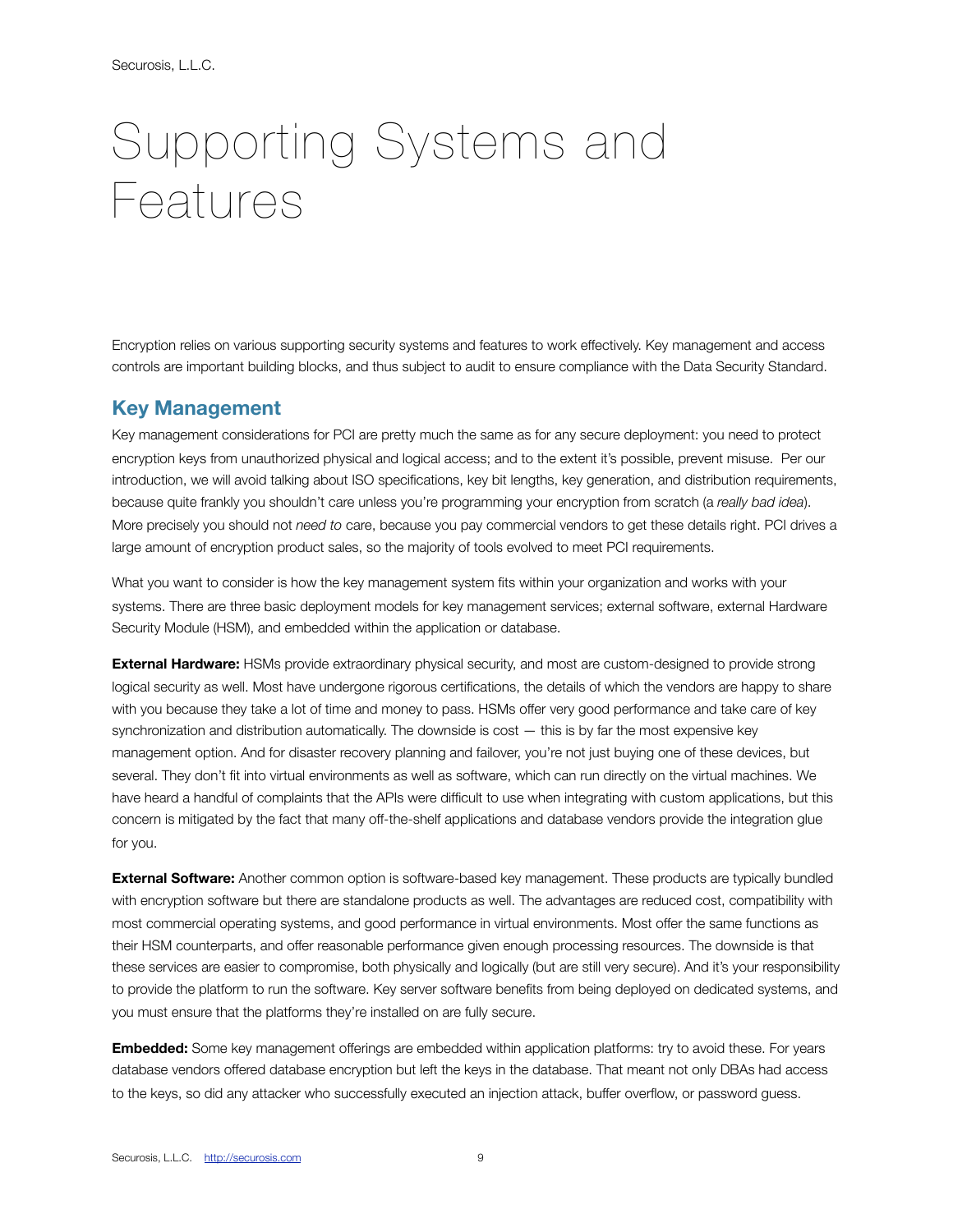# Supporting Systems and Features

Encryption relies on various supporting security systems and features to work effectively. Key management and access controls are important building blocks, and thus subject to audit to ensure compliance with the Data Security Standard.

## Key Management

Key management considerations for PCI are pretty much the same as for any secure deployment: you need to protect encryption keys from unauthorized physical and logical access; and to the extent it's possible, prevent misuse. Per our introduction, we will avoid talking about ISO specifications, key bit lengths, key generation, and distribution requirements, because quite frankly you shouldn't care unless you're programming your encryption from scratch (a *really bad idea*). More precisely you should not *need to* care, because you pay commercial vendors to get these details right. PCI drives a large amount of encryption product sales, so the majority of tools evolved to meet PCI requirements.

What you want to consider is how the key management system fits within your organization and works with your systems. There are three basic deployment models for key management services; external software, external Hardware Security Module (HSM), and embedded within the application or database.

**External Hardware:** HSMs provide extraordinary physical security, and most are custom-designed to provide strong logical security as well. Most have undergone rigorous certifications, the details of which the vendors are happy to share with you because they take a lot of time and money to pass. HSMs offer very good performance and take care of key synchronization and distribution automatically. The downside is cost — this is by far the most expensive key management option. And for disaster recovery planning and failover, you're not just buying one of these devices, but several. They don't fit into virtual environments as well as software, which can run directly on the virtual machines. We have heard a handful of complaints that the APIs were difficult to use when integrating with custom applications, but this concern is mitigated by the fact that many off-the-shelf applications and database vendors provide the integration glue for you.

**External Software:** Another common option is software-based key management. These products are typically bundled with encryption software but there are standalone products as well. The advantages are reduced cost, compatibility with most commercial operating systems, and good performance in virtual environments. Most offer the same functions as their HSM counterparts, and offer reasonable performance given enough processing resources. The downside is that these services are easier to compromise, both physically and logically (but are still very secure). And it's your responsibility to provide the platform to run the software. Key server software benefits from being deployed on dedicated systems, and you must ensure that the platforms they're installed on are fully secure.

**Embedded:** Some key management offerings are embedded within application platforms: try to avoid these. For years database vendors offered database encryption but left the keys in the database. That meant not only DBAs had access to the keys, so did any attacker who successfully executed an injection attack, buffer overflow, or password guess.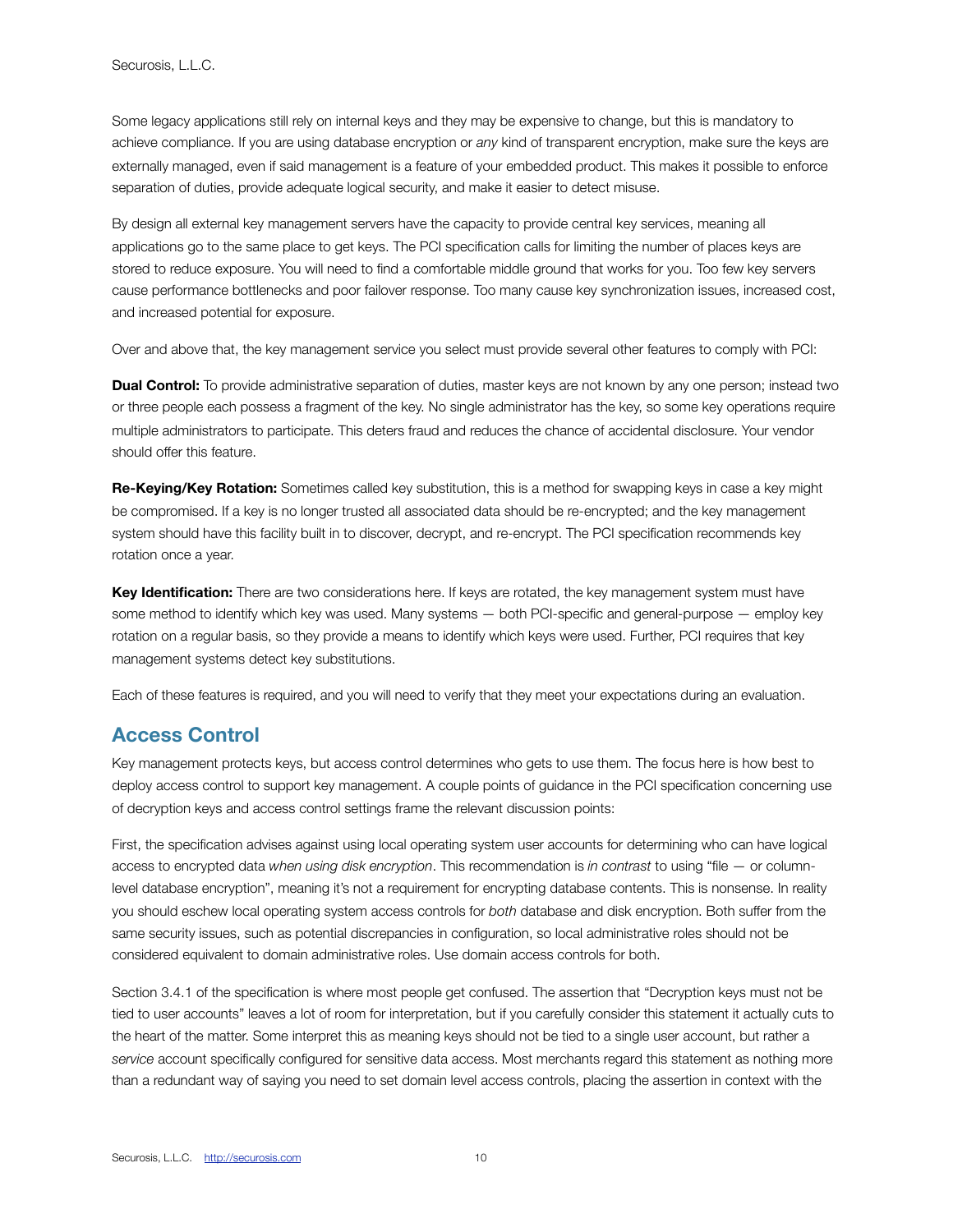Some legacy applications still rely on internal keys and they may be expensive to change, but this is mandatory to achieve compliance. If you are using database encryption or *any* kind of transparent encryption, make sure the keys are externally managed, even if said management is a feature of your embedded product. This makes it possible to enforce separation of duties, provide adequate logical security, and make it easier to detect misuse.

By design all external key management servers have the capacity to provide central key services, meaning all applications go to the same place to get keys. The PCI specification calls for limiting the number of places keys are stored to reduce exposure. You will need to find a comfortable middle ground that works for you. Too few key servers cause performance bottlenecks and poor failover response. Too many cause key synchronization issues, increased cost, and increased potential for exposure.

Over and above that, the key management service you select must provide several other features to comply with PCI:

**Dual Control:** To provide administrative separation of duties, master keys are not known by any one person; instead two or three people each possess a fragment of the key. No single administrator has the key, so some key operations require multiple administrators to participate. This deters fraud and reduces the chance of accidental disclosure. Your vendor should offer this feature.

**Re-Keying/Key Rotation:** Sometimes called key substitution, this is a method for swapping keys in case a key might be compromised. If a key is no longer trusted all associated data should be re-encrypted; and the key management system should have this facility built in to discover, decrypt, and re-encrypt. The PCI specification recommends key rotation once a year.

**Key Identification:** There are two considerations here. If keys are rotated, the key management system must have some method to identify which key was used. Many systems — both PCI-specific and general-purpose — employ key rotation on a regular basis, so they provide a means to identify which keys were used. Further, PCI requires that key management systems detect key substitutions.

Each of these features is required, and you will need to verify that they meet your expectations during an evaluation.

## Access Control

Key management protects keys, but access control determines who gets to use them. The focus here is how best to deploy access control to support key management. A couple points of guidance in the PCI specification concerning use of decryption keys and access control settings frame the relevant discussion points:

First, the specification advises against using local operating system user accounts for determining who can have logical access to encrypted data *when using disk encryption*. This recommendation is *in contrast* to using "file — or column-level database encryption", meaning it's not a requirement for encrypting database contents. This is nonsense. In reality you should eschew local operating system access controls for *both* database and disk encryption. Both suffer from the same security issues, such as potential discrepancies in configuration, so local administrative roles should not be considered equivalent to domain administrative roles. Use domain access controls for both.

Section 3.4.1 of the specification is where most people get confused. The assertion that "Decryption keys must not be tied to user accounts" leaves a lot of room for interpretation, but if you carefully consider this statement it actually cuts to the heart of the matter. Some interpret this as meaning keys should not be tied to a single user account, but rather a *service* account specifically configured for sensitive data access. Most merchants regard this statement as nothing more than a redundant way of saying you need to set domain level access controls, placing the assertion in context with the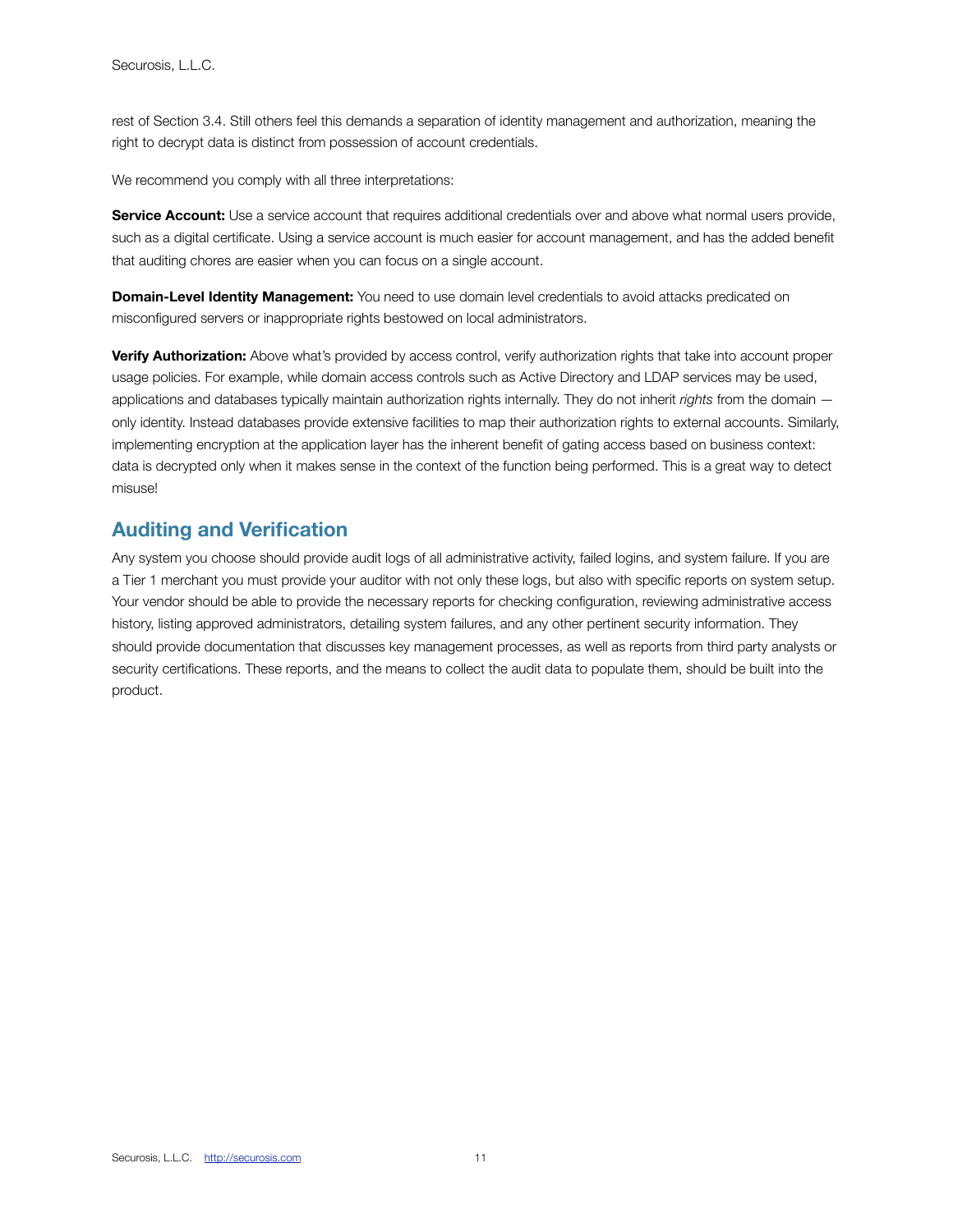rest of Section 3.4. Still others feel this demands a separation of identity management and authorization, meaning the right to decrypt data is distinct from possession of account credentials.

We recommend you comply with all three interpretations:

**Service Account:** Use a service account that requires additional credentials over and above what normal users provide, such as a digital certificate. Using a service account is much easier for account management, and has the added benefit that auditing chores are easier when you can focus on a single account.

**Domain-Level Identity Management:** You need to use domain level credentials to avoid attacks predicated on misconfigured servers or inappropriate rights bestowed on local administrators.

**Verify Authorization:** Above what's provided by access control, verify authorization rights that take into account proper usage policies. For example, while domain access controls such as Active Directory and LDAP services may be used, applications and databases typically maintain authorization rights internally. They do not inherit *rights* from the domain — only identity. Instead databases provide extensive facilities to map their authorization rights to external accounts. Similarly, implementing encryption at the application layer has the inherent benefit of gating access based on business context: data is decrypted only when it makes sense in the context of the function being performed. This is a great way to detect misuse!

## Auditing and Verification

Any system you choose should provide audit logs of all administrative activity, failed logins, and system failure. If you are a Tier 1 merchant you must provide your auditor with not only these logs, but also with specific reports on system setup. Your vendor should be able to provide the necessary reports for checking configuration, reviewing administrative access history, listing approved administrators, detailing system failures, and any other pertinent security information. They should provide documentation that discusses key management processes, as well as reports from third party analysts or security certifications. These reports, and the means to collect the audit data to populate them, should be built into the product.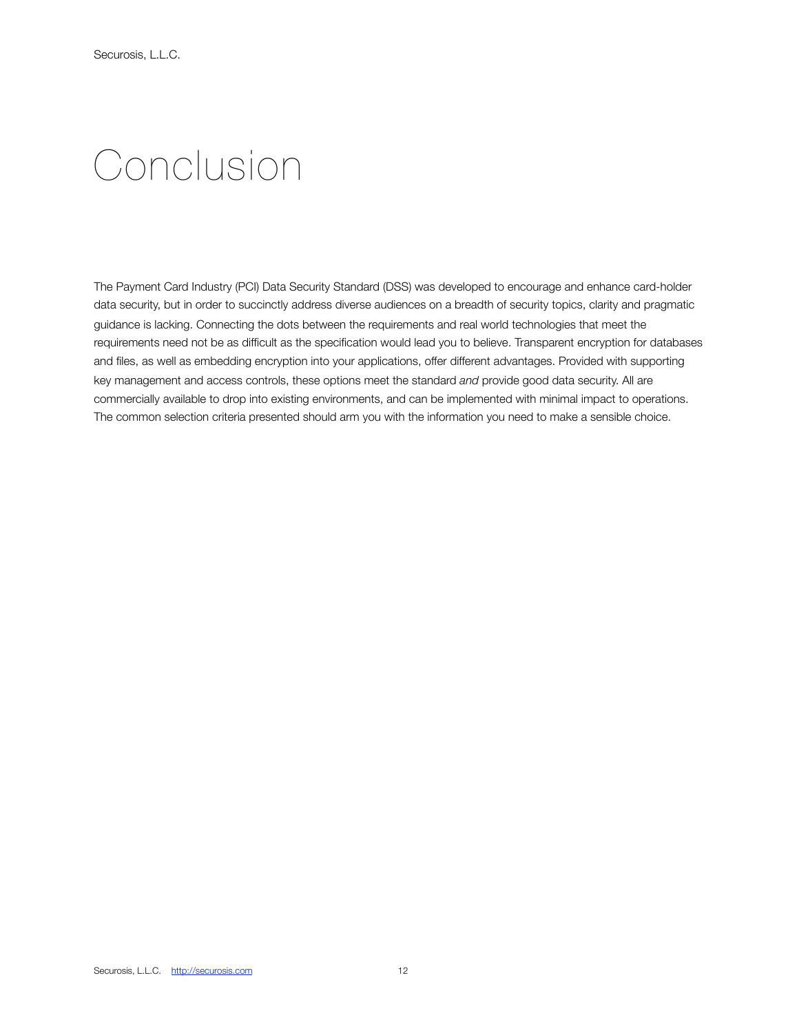# Conclusion

The Payment Card Industry (PCI) Data Security Standard (DSS) was developed to encourage and enhance card-holder data security, but in order to succinctly address diverse audiences on a breadth of security topics, clarity and pragmatic guidance is lacking. Connecting the dots between the requirements and real world technologies that meet the requirements need not be as difficult as the specification would lead you to believe. Transparent encryption for databases and files, as well as embedding encryption into your applications, offer different advantages. Provided with supporting key management and access controls, these options meet the standard *and* provide good data security. All are commercially available to drop into existing environments, and can be implemented with minimal impact to operations. The common selection criteria presented should arm you with the information you need to make a sensible choice.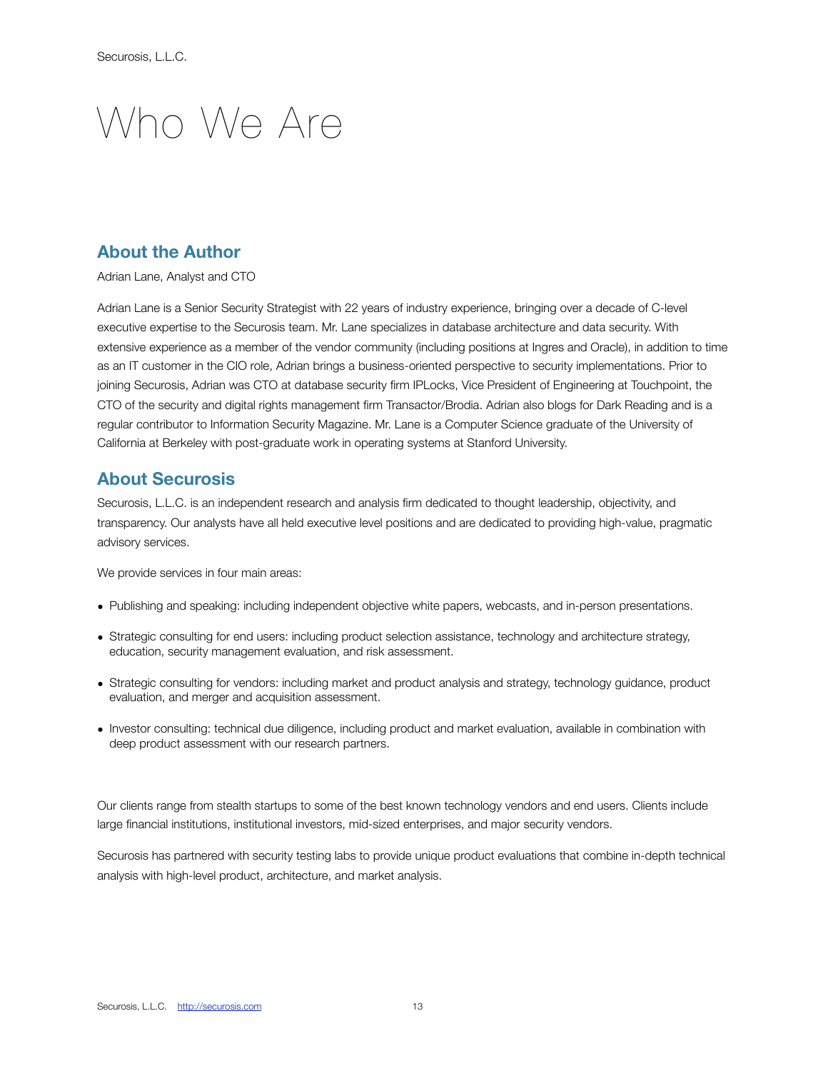# Who We Are

## About the Author

Adrian Lane, Analyst and CTO

Adrian Lane is a Senior Security Strategist with 22 years of industry experience, bringing over a decade of C-level executive expertise to the Securosis team. Mr. Lane specializes in database architecture and data security. With extensive experience as a member of the vendor community (including positions at Ingres and Oracle), in addition to time as an IT customer in the CIO role, Adrian brings a business-oriented perspective to security implementations. Prior to joining Securosis, Adrian was CTO at database security firm IPLocks, Vice President of Engineering at Touchpoint, the CTO of the security and digital rights management firm Transactor/Brodia. Adrian also blogs for Dark Reading and is a regular contributor to Information Security Magazine. Mr. Lane is a Computer Science graduate of the University of California at Berkeley with post-graduate work in operating systems at Stanford University.

## About Securosis

Securosis, L.L.C. is an independent research and analysis firm dedicated to thought leadership, objectivity, and transparency. Our analysts have all held executive level positions and are dedicated to providing high-value, pragmatic advisory services.

We provide services in four main areas:

- Publishing and speaking: including independent objective white papers, webcasts, and in-person presentations.
- Strategic consulting for end users: including product selection assistance, technology and architecture strategy, education, security management evaluation, and risk assessment.
- Strategic consulting for vendors: including market and product analysis and strategy, technology guidance, product evaluation, and merger and acquisition assessment.
- Investor consulting: technical due diligence, including product and market evaluation, available in combination with deep product assessment with our research partners.

Our clients range from stealth startups to some of the best known technology vendors and end users. Clients include large financial institutions, institutional investors, mid-sized enterprises, and major security vendors.

Securosis has partnered with security testing labs to provide unique product evaluations that combine in-depth technical analysis with high-level product, architecture, and market analysis.